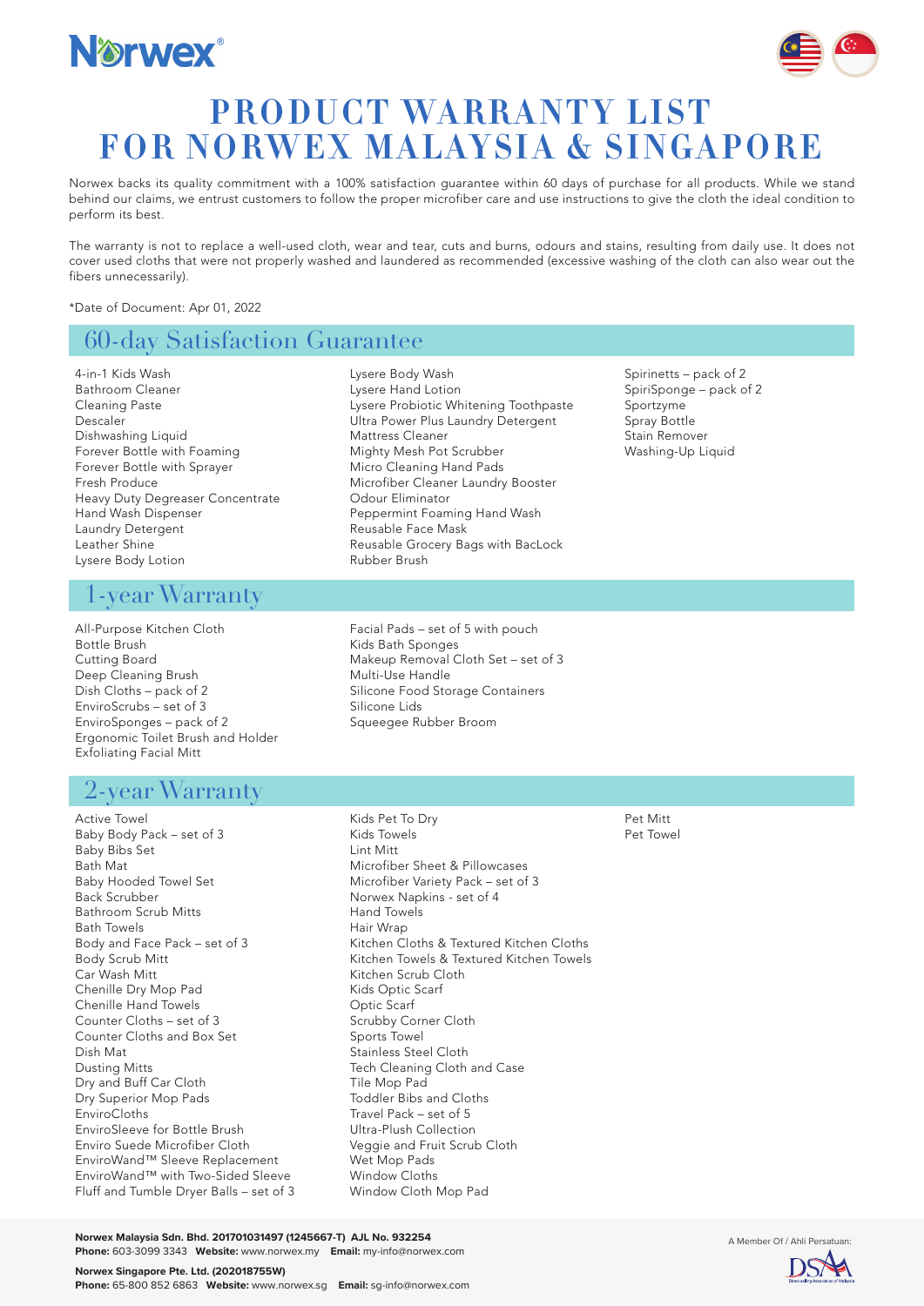# PRODUCT WARRANTY LIST FOR NORWEX MALAYSIA & SINGAPORE

Norwex backs its quality commitment with a 100% satisfaction guarantee within 60 days of purchase for all products. While we stand behind our claims, we entrust customers to follow the proper microfiber care and use instructions to give the cloth the ideal condition to perform its best.

The warranty is not to replace a well-used cloth, wear and tear, cuts and burns, odours and stains, resulting from daily use. It does not cover used cloths that were not properly washed and laundered as recommended (excessive washing of the cloth can also wear out the fibers unnecessarily).

*Date of Document: Apr 01, 2022

## 60-day Satisfaction Guarantee

- 4-in-1 Kids Wash
- Bathroom Cleaner
- Cleaning Paste
- Descaler
- Dishwashing Liquid
- Forever Bottle with Foaming
- Forever Bottle with Sprayer
- Fresh Produce
- Heavy Duty Degreaser Concentrate
- Hand Wash Dispenser
- Laundry Detergent
- Leather Shine
- Lysere Body Lotion
- Lysere Body Wash
- Lysere Hand Lotion
- Lysere Probiotic Whitening Toothpaste
- Ultra Power Plus Laundry Detergent
- Mattress Cleaner
- Mighty Mesh Pot Scrubber
- Micro Cleaning Hand Pads
- Microfiber Cleaner Laundry Booster
- Odour Eliminator
- Peppermint Foaming Hand Wash
- Reusable Face Mask
- Reusable Grocery Bags with BacLock
- Rubber Brush
- Spirinetts – pack of 2
- SpiriSponge – pack of 2
- Sportzyme
- Spray Bottle
- Stain Remover
- Washing-Up Liquid

## 1-year Warranty

- All-Purpose Kitchen Cloth
- Bottle Brush
- Cutting Board
- Deep Cleaning Brush
- Dish Cloths – pack of 2
- EnviroScrubs – set of 3
- EnviroSponges – pack of 2
- Ergonomic Toilet Brush and Holder
- Exfoliating Facial Mitt
- Facial Pads – set of 5 with pouch
- Kids Bath Sponges
- Makeup Removal Cloth Set – set of 3
- Multi-Use Handle
- Silicone Food Storage Containers
- Silicone Lids
- Squeegee Rubber Broom

## 2-year Warranty

- Active Towel
- Baby Body Pack – set of 3
- Baby Bibs Set
- Bath Mat
- Baby Hooded Towel Set
- Back Scrubber
- Bathroom Scrub Mitts
- Bath Towels
- Body and Face Pack – set of 3
- Body Scrub Mitt
- Car Wash Mitt
- Chenille Dry Mop Pad
- Chenille Hand Towels
- Counter Cloths – set of 3
- Counter Cloths and Box Set
- Dish Mat
- Dusting Mitts
- Dry and Buff Car Cloth
- Dry Superior Mop Pads
- EnviroCloths
- EnviroSleeve for Bottle Brush
- Enviro Suede Microfiber Cloth
- EnviroWand™ Sleeve Replacement
- EnviroWand™ with Two-Sided Sleeve
- Fluff and Tumble Dryer Balls – set of 3
- Kids Pet To Dry
- Kids Towels
- Lint Mitt
- Microfiber Sheet & Pillowcases
- Microfiber Variety Pack – set of 3
- Norwex Napkins - set of 4
- Hand Towels
- Hair Wrap
- Kitchen Cloths & Textured Kitchen Cloths
- Kitchen Towels & Textured Kitchen Towels
- Kitchen Scrub Cloth
- Kids Optic Scarf
- Optic Scarf
- Scrubby Corner Cloth
- Sports Towel
- Stainless Steel Cloth
- Tech Cleaning Cloth and Case
- Tile Mop Pad
- Toddler Bibs and Cloths
- Travel Pack – set of 5
- Ultra-Plush Collection
- Veggie and Fruit Scrub Cloth
- Wet Mop Pads
- Window Cloths
- Window Cloth Mop Pad
- Pet Mitt
- Pet Towel

**Norwex Malaysia Sdn. Bhd. 201701031497 (1245667-T) AJL No. 932254**
**Phone:** 603-3099 3343 **Website:** www.norwex.my **Email:** my-info@norwex.com

**Norwex Singapore Pte. Ltd. (202018755W)**
**Phone:** 65-800 852 6863 **Website:** www.norwex.sg **Email:** sg-info@norwex.com

A Member Of / Ahli Persatuan: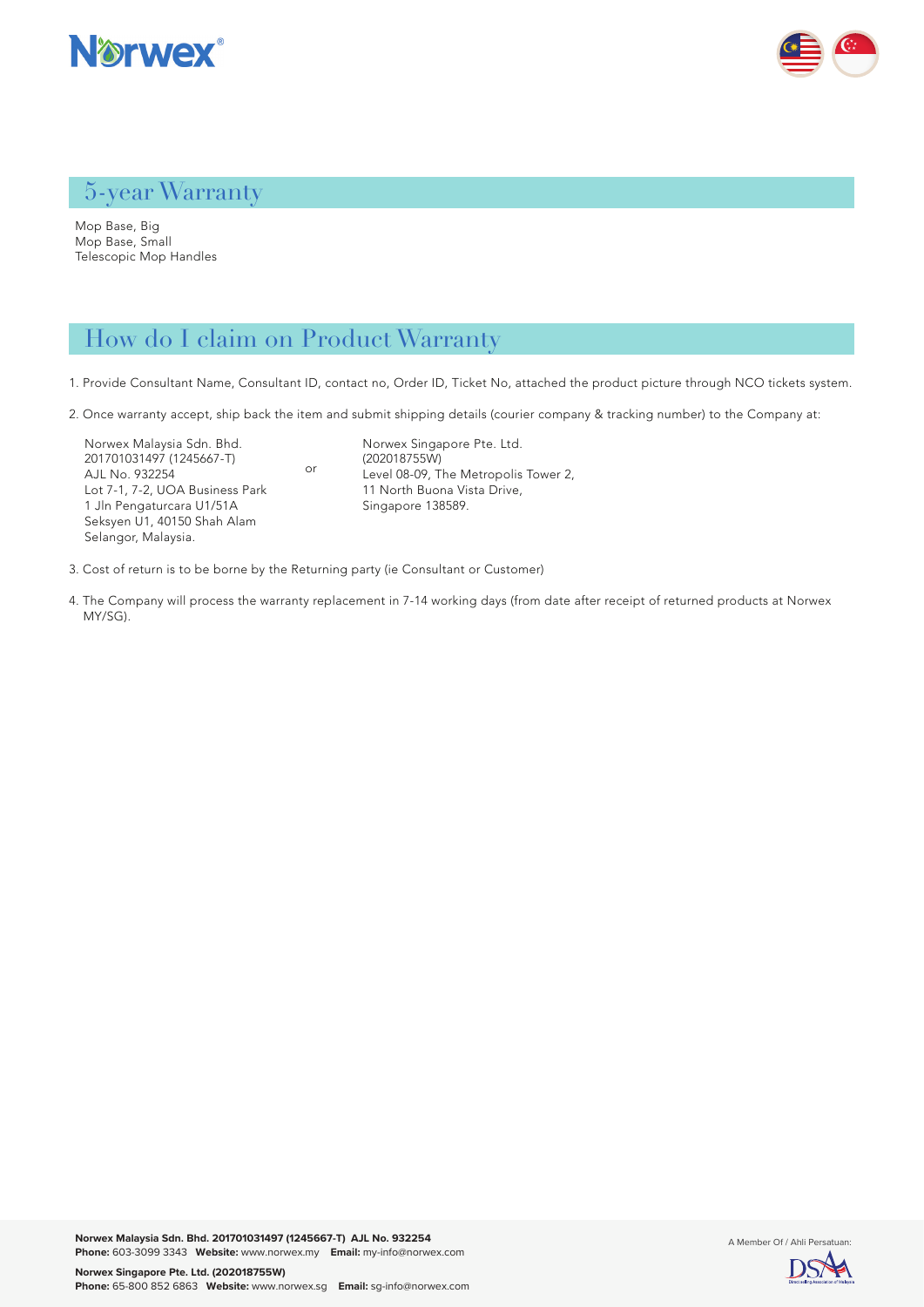## 5-year Warranty

Mop Base, Big
Mop Base, Small
Telescopic Mop Handles

## How do I claim on Product Warranty

1. Provide Consultant Name, Consultant ID, contact no, Order ID, Ticket No, attached the product picture through NCO tickets system.

2. Once warranty accept, ship back the item and submit shipping details (courier company & tracking number) to the Company at:

   Norwex Malaysia Sdn. Bhd.
   201701031497 (1245667-T)
   AJL No. 932254
   Lot 7-1, 7-2, UOA Business Park
   1 Jln Pengaturcara U1/51A
   Seksyen U1, 40150 Shah Alam
   Selangor, Malaysia.

   or

   Norwex Singapore Pte. Ltd.
   (202018755W)
   Level 08-09, The Metropolis Tower 2,
   11 North Buona Vista Drive,
   Singapore 138589.

3. Cost of return is to be borne by the Returning party (ie Consultant or Customer)

4. The Company will process the warranty replacement in 7-14 working days (from date after receipt of returned products at Norwex MY/SG).